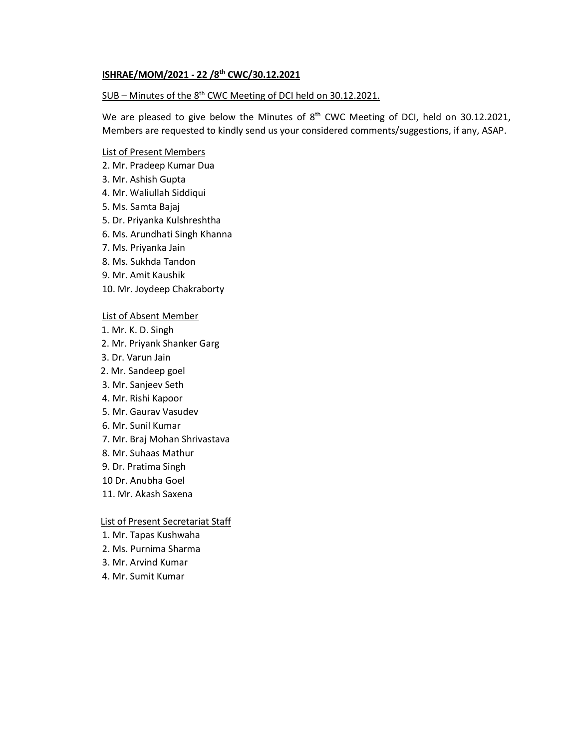**ISHRAE/MOM/2021 - 22 /8th CWC/30.12.2021**

SUB – Minutes of the 8th CWC Meeting of DCI held on 30.12.2021.

We are pleased to give below the Minutes of 8th CWC Meeting of DCI, held on 30.12.2021, Members are requested to kindly send us your considered comments/suggestions, if any, ASAP.

List of Present Members

2. Mr. Pradeep Kumar Dua
3. Mr. Ashish Gupta
4. Mr. Waliullah Siddiqui
5. Ms. Samta Bajaj
5. Dr. Priyanka Kulshreshtha
6. Ms. Arundhati Singh Khanna
7. Ms. Priyanka Jain
8. Ms. Sukhda Tandon
9. Mr. Amit Kaushik
10. Mr. Joydeep Chakraborty

List of Absent Member

1. Mr. K. D. Singh
2. Mr. Priyank Shanker Garg
3. Dr. Varun Jain
2. Mr. Sandeep goel
3. Mr. Sanjeev Seth
4. Mr. Rishi Kapoor
5. Mr. Gaurav Vasudev
6. Mr. Sunil Kumar
7. Mr. Braj Mohan Shrivastava
8. Mr. Suhaas Mathur
9. Dr. Pratima Singh
10 Dr. Anubha Goel
11. Mr. Akash Saxena

List of Present Secretariat Staff

1. Mr. Tapas Kushwaha
2. Ms. Purnima Sharma
3. Mr. Arvind Kumar
4. Mr. Sumit Kumar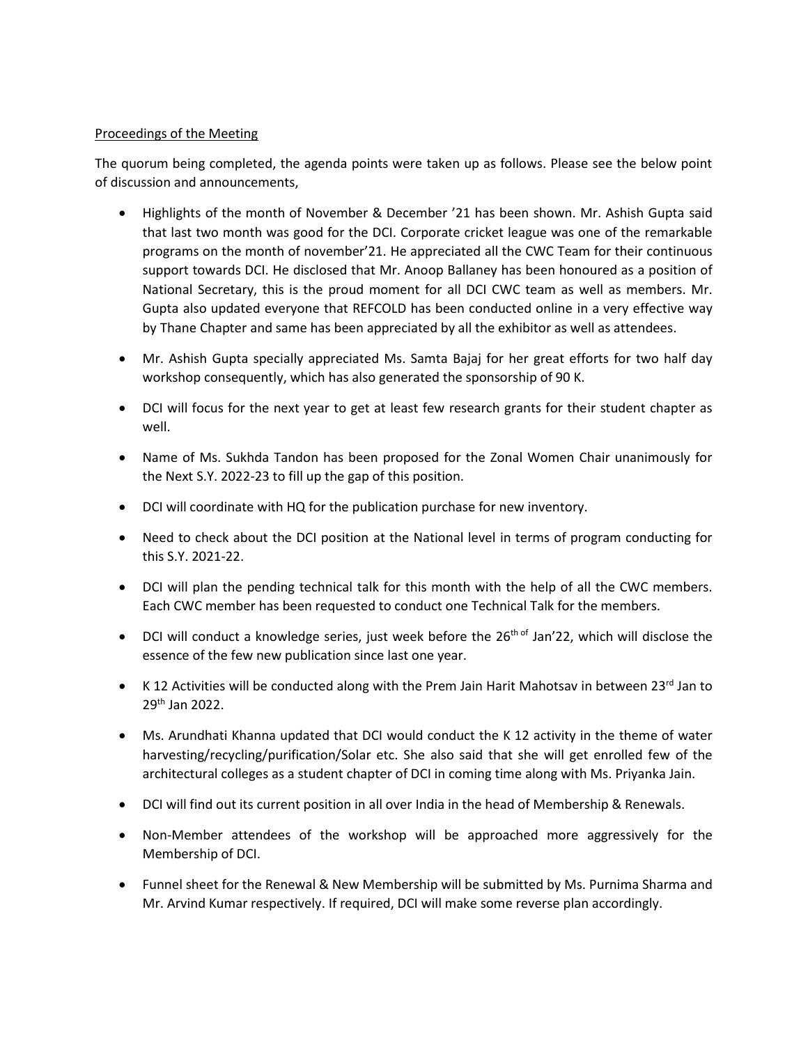Proceedings of the Meeting

The quorum being completed, the agenda points were taken up as follows. Please see the below point of discussion and announcements,

- Highlights of the month of November & December '21 has been shown. Mr. Ashish Gupta said that last two month was good for the DCI. Corporate cricket league was one of the remarkable programs on the month of november'21. He appreciated all the CWC Team for their continuous support towards DCI. He disclosed that Mr. Anoop Ballaney has been honoured as a position of National Secretary, this is the proud moment for all DCI CWC team as well as members. Mr. Gupta also updated everyone that REFCOLD has been conducted online in a very effective way by Thane Chapter and same has been appreciated by all the exhibitor as well as attendees.
- Mr. Ashish Gupta specially appreciated Ms. Samta Bajaj for her great efforts for two half day workshop consequently, which has also generated the sponsorship of 90 K.
- DCI will focus for the next year to get at least few research grants for their student chapter as well.
- Name of Ms. Sukhda Tandon has been proposed for the Zonal Women Chair unanimously for the Next S.Y. 2022-23 to fill up the gap of this position.
- DCI will coordinate with HQ for the publication purchase for new inventory.
- Need to check about the DCI position at the National level in terms of program conducting for this S.Y. 2021-22.
- DCI will plan the pending technical talk for this month with the help of all the CWC members. Each CWC member has been requested to conduct one Technical Talk for the members.
- DCI will conduct a knowledge series, just week before the 26th of Jan'22, which will disclose the essence of the few new publication since last one year.
- K 12 Activities will be conducted along with the Prem Jain Harit Mahotsav in between 23rd Jan to 29th Jan 2022.
- Ms. Arundhati Khanna updated that DCI would conduct the K 12 activity in the theme of water harvesting/recycling/purification/Solar etc. She also said that she will get enrolled few of the architectural colleges as a student chapter of DCI in coming time along with Ms. Priyanka Jain.
- DCI will find out its current position in all over India in the head of Membership & Renewals.
- Non-Member attendees of the workshop will be approached more aggressively for the Membership of DCI.
- Funnel sheet for the Renewal & New Membership will be submitted by Ms. Purnima Sharma and Mr. Arvind Kumar respectively. If required, DCI will make some reverse plan accordingly.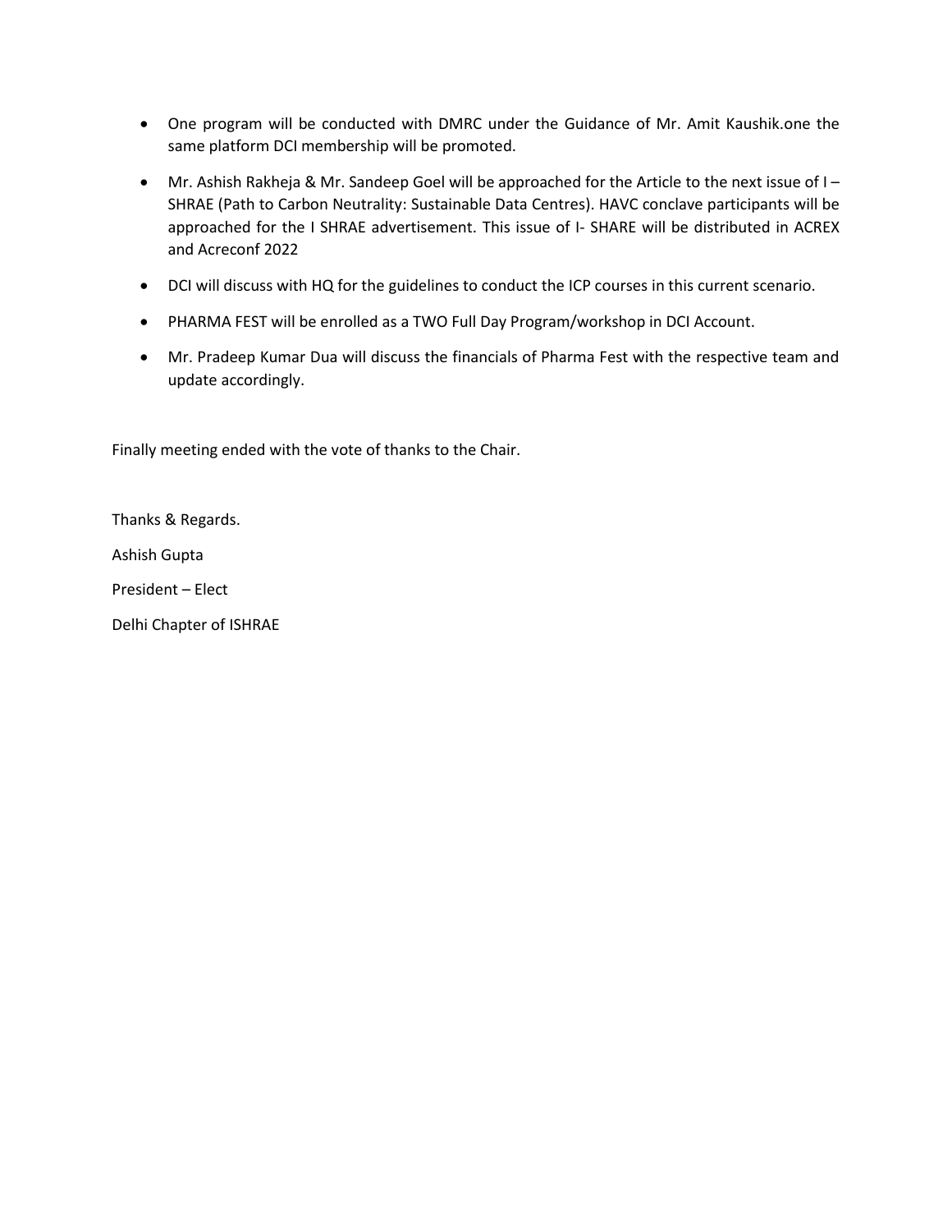- One program will be conducted with DMRC under the Guidance of Mr. Amit Kaushik.one the same platform DCI membership will be promoted.
- Mr. Ashish Rakheja & Mr. Sandeep Goel will be approached for the Article to the next issue of I – SHRAE (Path to Carbon Neutrality: Sustainable Data Centres). HAVC conclave participants will be approached for the I SHRAE advertisement. This issue of I- SHARE will be distributed in ACREX and Acreconf 2022
- DCI will discuss with HQ for the guidelines to conduct the ICP courses in this current scenario.
- PHARMA FEST will be enrolled as a TWO Full Day Program/workshop in DCI Account.
- Mr. Pradeep Kumar Dua will discuss the financials of Pharma Fest with the respective team and update accordingly.

Finally meeting ended with the vote of thanks to the Chair.

Thanks & Regards.

Ashish Gupta

President – Elect

Delhi Chapter of ISHRAE